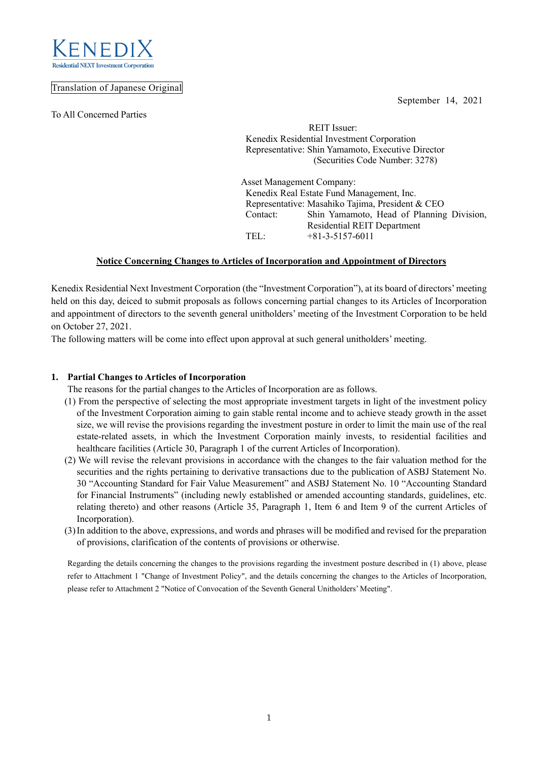KENEDIX
Residential NEXT Investment Corporation

Translation of Japanese Original

September 14, 2021

To All Concerned Parties

REIT Issuer:
Kenedix Residential Investment Corporation
Representative: Shin Yamamoto, Executive Director
(Securities Code Number: 3278)

Asset Management Company:
Kenedix Real Estate Fund Management, Inc.
Representative: Masahiko Tajima, President & CEO
Contact: Shin Yamamoto, Head of Planning Division, Residential REIT Department
TEL: +81-3-5157-6011

## Notice Concerning Changes to Articles of Incorporation and Appointment of Directors

Kenedix Residential Next Investment Corporation (the "Investment Corporation"), at its board of directors' meeting held on this day, deiced to submit proposals as follows concerning partial changes to its Articles of Incorporation and appointment of directors to the seventh general unitholders' meeting of the Investment Corporation to be held on October 27, 2021.
The following matters will be come into effect upon approval at such general unitholders' meeting.

### 1. Partial Changes to Articles of Incorporation

The reasons for the partial changes to the Articles of Incorporation are as follows.

(1) From the perspective of selecting the most appropriate investment targets in light of the investment policy of the Investment Corporation aiming to gain stable rental income and to achieve steady growth in the asset size, we will revise the provisions regarding the investment posture in order to limit the main use of the real estate-related assets, in which the Investment Corporation mainly invests, to residential facilities and healthcare facilities (Article 30, Paragraph 1 of the current Articles of Incorporation).

(2) We will revise the relevant provisions in accordance with the changes to the fair valuation method for the securities and the rights pertaining to derivative transactions due to the publication of ASBJ Statement No. 30 "Accounting Standard for Fair Value Measurement" and ASBJ Statement No. 10 "Accounting Standard for Financial Instruments" (including newly established or amended accounting standards, guidelines, etc. relating thereto) and other reasons (Article 35, Paragraph 1, Item 6 and Item 9 of the current Articles of Incorporation).

(3) In addition to the above, expressions, and words and phrases will be modified and revised for the preparation of provisions, clarification of the contents of provisions or otherwise.

Regarding the details concerning the changes to the provisions regarding the investment posture described in (1) above, please refer to Attachment 1 "Change of Investment Policy", and the details concerning the changes to the Articles of Incorporation, please refer to Attachment 2 "Notice of Convocation of the Seventh General Unitholders' Meeting".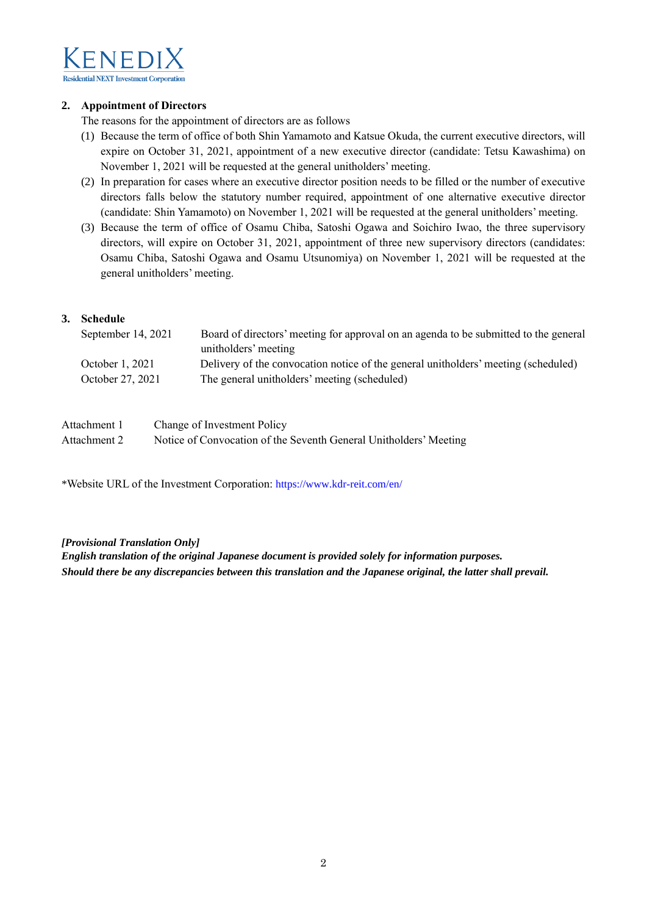## 2. Appointment of Directors

The reasons for the appointment of directors are as follows

(1) Because the term of office of both Shin Yamamoto and Katsue Okuda, the current executive directors, will expire on October 31, 2021, appointment of a new executive director (candidate: Tetsu Kawashima) on November 1, 2021 will be requested at the general unitholders' meeting.

(2) In preparation for cases where an executive director position needs to be filled or the number of executive directors falls below the statutory number required, appointment of one alternative executive director (candidate: Shin Yamamoto) on November 1, 2021 will be requested at the general unitholders' meeting.

(3) Because the term of office of Osamu Chiba, Satoshi Ogawa and Soichiro Iwao, the three supervisory directors, will expire on October 31, 2021, appointment of three new supervisory directors (candidates: Osamu Chiba, Satoshi Ogawa and Osamu Utsunomiya) on November 1, 2021 will be requested at the general unitholders' meeting.

## 3. Schedule

| | |
|---|---|
| September 14, 2021 | Board of directors' meeting for approval on an agenda to be submitted to the general unitholders' meeting |
| October 1, 2021 | Delivery of the convocation notice of the general unitholders' meeting (scheduled) |
| October 27, 2021 | The general unitholders' meeting (scheduled) |

| | |
|---|---|
| Attachment 1 | Change of Investment Policy |
| Attachment 2 | Notice of Convocation of the Seventh General Unitholders' Meeting |

*Website URL of the Investment Corporation: https://www.kdr-reit.com/en/

***[Provisional Translation Only]***
***English translation of the original Japanese document is provided solely for information purposes.***
***Should there be any discrepancies between this translation and the Japanese original, the latter shall prevail.***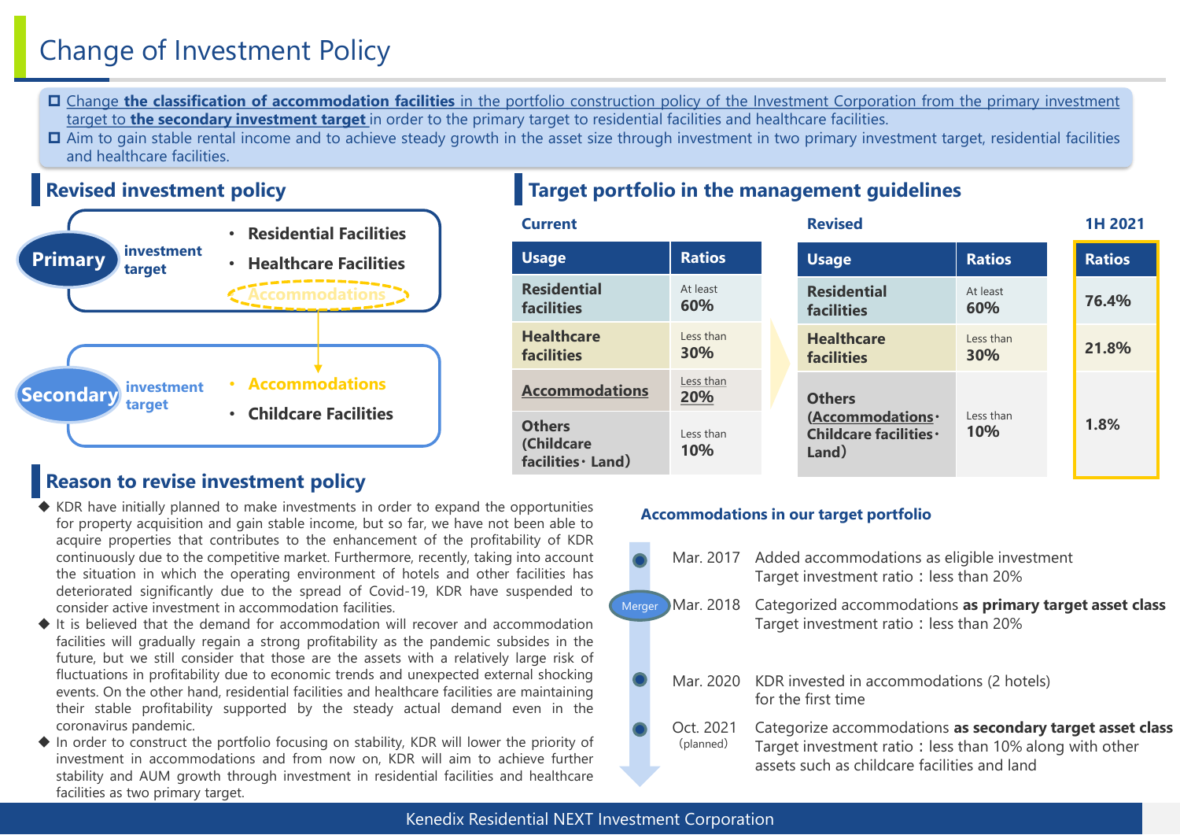# Change of Investment Policy

- Change **the classification of accommodation facilities** in the portfolio construction policy of the Investment Corporation from the primary investment target to **the secondary investment target** in order to the primary target to residential facilities and healthcare facilities.
- Aim to gain stable rental income and to achieve steady growth in the asset size through investment in two primary investment target, residential facilities and healthcare facilities.

## Revised investment policy

**Primary** investment target
- Residential Facilities
- Healthcare Facilities
- ~~Accommodations~~ (moved to secondary)

**Secondary** investment target
- Accommodations
- Childcare Facilities

## Target portfolio in the management guidelines

**Current**

| Usage | Ratios |
| --- | --- |
| Residential facilities | At least 60% |
| Healthcare facilities | Less than 30% |
| Accommodations | Less than 20% |
| Others (Childcare facilities・Land) | Less than 10% |

**Revised** / **1H 2021**

| Usage | Ratios | 1H 2021 Ratios |
| --- | --- | --- |
| Residential facilities | At least 60% | 76.4% |
| Healthcare facilities | Less than 30% | 21.8% |
| Others (Accommodations・Childcare facilities・Land) | Less than 10% | 1.8% |

## Reason to revise investment policy

- KDR have initially planned to make investments in order to expand the opportunities for property acquisition and gain stable income, but so far, we have not been able to acquire properties that contributes to the enhancement of the profitability of KDR continuously due to the competitive market. Furthermore, recently, taking into account the situation in which the operating environment of hotels and other facilities has deteriorated significantly due to the spread of Covid-19, KDR have suspended to consider active investment in accommodation facilities.
- It is believed that the demand for accommodation will recover and accommodation facilities will gradually regain a strong profitability as the pandemic subsides in the future, but we still consider that those are the assets with a relatively large risk of fluctuations in profitability due to economic trends and unexpected external shocking events. On the other hand, residential facilities and healthcare facilities are maintaining their stable profitability supported by the steady actual demand even in the coronavirus pandemic.
- In order to construct the portfolio focusing on stability, KDR will lower the priority of investment in accommodations and from now on, KDR will aim to achieve further stability and AUM growth through investment in residential facilities and healthcare facilities as two primary target.

### Accommodations in our target portfolio

- **Mar. 2017**: Added accommodations as eligible investment. Target investment ratio：less than 20%
- **Mar. 2018** (Merger): Categorized accommodations **as primary target asset class**. Target investment ratio：less than 20%
- **Mar. 2020**: KDR invested in accommodations (2 hotels) for the first time
- **Oct. 2021 (planned)**: Categorize accommodations **as secondary target asset class**. Target investment ratio：less than 10% along with other assets such as childcare facilities and land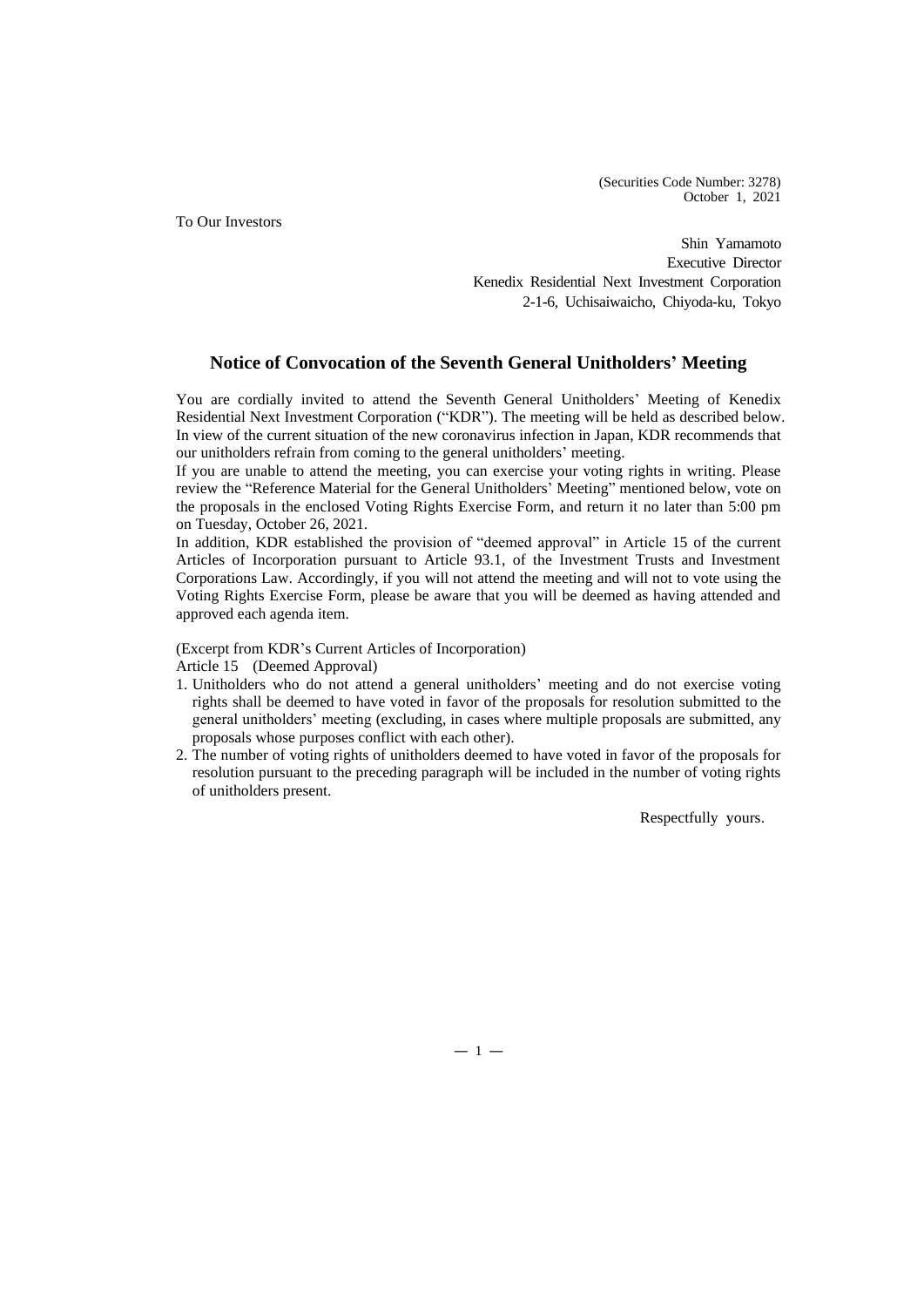(Securities Code Number: 3278)
October 1, 2021

To Our Investors

Shin Yamamoto
Executive Director
Kenedix Residential Next Investment Corporation
2-1-6, Uchisaiwaicho, Chiyoda-ku, Tokyo

## Notice of Convocation of the Seventh General Unitholders' Meeting

You are cordially invited to attend the Seventh General Unitholders' Meeting of Kenedix Residential Next Investment Corporation ("KDR"). The meeting will be held as described below. In view of the current situation of the new coronavirus infection in Japan, KDR recommends that our unitholders refrain from coming to the general unitholders' meeting.

If you are unable to attend the meeting, you can exercise your voting rights in writing. Please review the "Reference Material for the General Unitholders' Meeting" mentioned below, vote on the proposals in the enclosed Voting Rights Exercise Form, and return it no later than 5:00 pm on Tuesday, October 26, 2021.

In addition, KDR established the provision of "deemed approval" in Article 15 of the current Articles of Incorporation pursuant to Article 93.1, of the Investment Trusts and Investment Corporations Law. Accordingly, if you will not attend the meeting and will not to vote using the Voting Rights Exercise Form, please be aware that you will be deemed as having attended and approved each agenda item.

(Excerpt from KDR's Current Articles of Incorporation)

Article 15 (Deemed Approval)

1. Unitholders who do not attend a general unitholders' meeting and do not exercise voting rights shall be deemed to have voted in favor of the proposals for resolution submitted to the general unitholders' meeting (excluding, in cases where multiple proposals are submitted, any proposals whose purposes conflict with each other).
2. The number of voting rights of unitholders deemed to have voted in favor of the proposals for resolution pursuant to the preceding paragraph will be included in the number of voting rights of unitholders present.

Respectfully yours.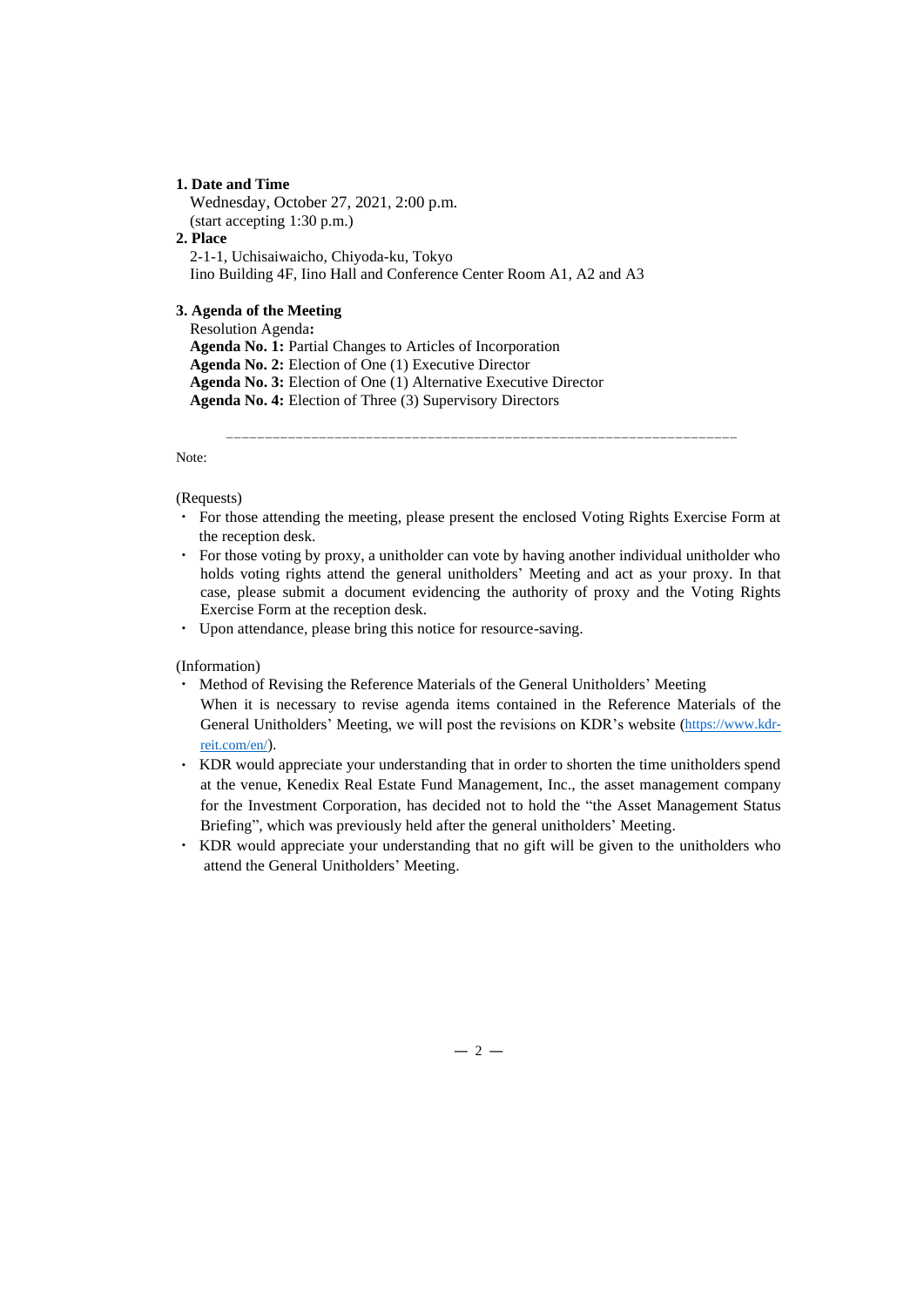**1. Date and Time**

Wednesday, October 27, 2021, 2:00 p.m.
(start accepting 1:30 p.m.)

**2. Place**

2-1-1, Uchisaiwaicho, Chiyoda-ku, Tokyo
Iino Building 4F, Iino Hall and Conference Center Room A1, A2 and A3

**3. Agenda of the Meeting**

Resolution Agenda**:**
**Agenda No. 1:** Partial Changes to Articles of Incorporation
**Agenda No. 2:** Election of One (1) Executive Director
**Agenda No. 3:** Election of One (1) Alternative Executive Director
**Agenda No. 4:** Election of Three (3) Supervisory Directors

---

Note:

(Requests)

- For those attending the meeting, please present the enclosed Voting Rights Exercise Form at the reception desk.
- For those voting by proxy, a unitholder can vote by having another individual unitholder who holds voting rights attend the general unitholders' Meeting and act as your proxy. In that case, please submit a document evidencing the authority of proxy and the Voting Rights Exercise Form at the reception desk.
- Upon attendance, please bring this notice for resource-saving.

(Information)

- Method of Revising the Reference Materials of the General Unitholders' Meeting
  When it is necessary to revise agenda items contained in the Reference Materials of the General Unitholders' Meeting, we will post the revisions on KDR's website (https://www.kdr-reit.com/en/).
- KDR would appreciate your understanding that in order to shorten the time unitholders spend at the venue, Kenedix Real Estate Fund Management, Inc., the asset management company for the Investment Corporation, has decided not to hold the "the Asset Management Status Briefing", which was previously held after the general unitholders' Meeting.
- KDR would appreciate your understanding that no gift will be given to the unitholders who attend the General Unitholders' Meeting.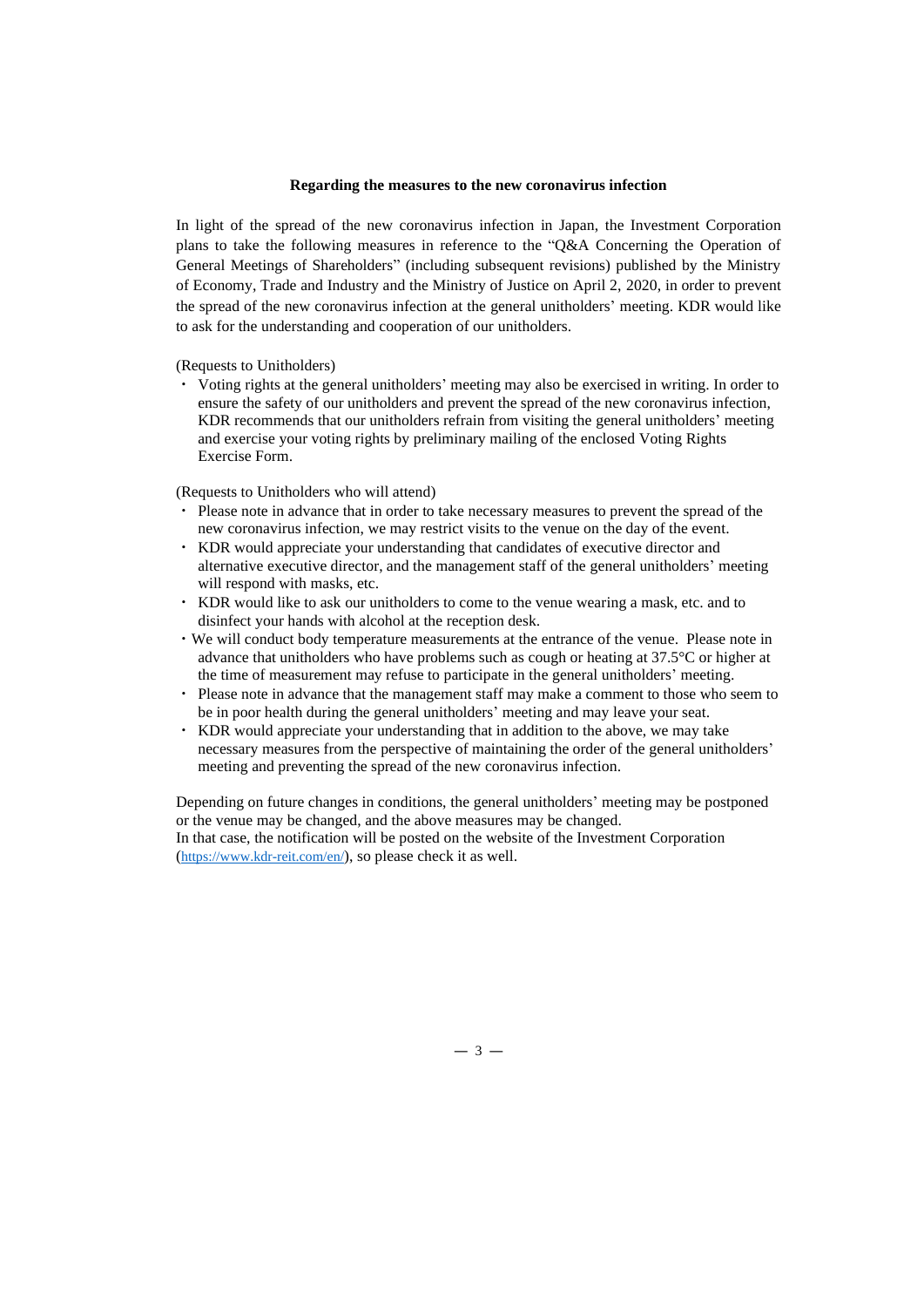**Regarding the measures to the new coronavirus infection**

In light of the spread of the new coronavirus infection in Japan, the Investment Corporation plans to take the following measures in reference to the "Q&A Concerning the Operation of General Meetings of Shareholders" (including subsequent revisions) published by the Ministry of Economy, Trade and Industry and the Ministry of Justice on April 2, 2020, in order to prevent the spread of the new coronavirus infection at the general unitholders' meeting. KDR would like to ask for the understanding and cooperation of our unitholders.

(Requests to Unitholders)

- Voting rights at the general unitholders' meeting may also be exercised in writing. In order to ensure the safety of our unitholders and prevent the spread of the new coronavirus infection, KDR recommends that our unitholders refrain from visiting the general unitholders' meeting and exercise your voting rights by preliminary mailing of the enclosed Voting Rights Exercise Form.

(Requests to Unitholders who will attend)

- Please note in advance that in order to take necessary measures to prevent the spread of the new coronavirus infection, we may restrict visits to the venue on the day of the event.
- KDR would appreciate your understanding that candidates of executive director and alternative executive director, and the management staff of the general unitholders' meeting will respond with masks, etc.
- KDR would like to ask our unitholders to come to the venue wearing a mask, etc. and to disinfect your hands with alcohol at the reception desk.
- We will conduct body temperature measurements at the entrance of the venue. Please note in advance that unitholders who have problems such as cough or heating at 37.5°C or higher at the time of measurement may refuse to participate in the general unitholders' meeting.
- Please note in advance that the management staff may make a comment to those who seem to be in poor health during the general unitholders' meeting and may leave your seat.
- KDR would appreciate your understanding that in addition to the above, we may take necessary measures from the perspective of maintaining the order of the general unitholders' meeting and preventing the spread of the new coronavirus infection.

Depending on future changes in conditions, the general unitholders' meeting may be postponed or the venue may be changed, and the above measures may be changed.
In that case, the notification will be posted on the website of the Investment Corporation (https://www.kdr-reit.com/en/), so please check it as well.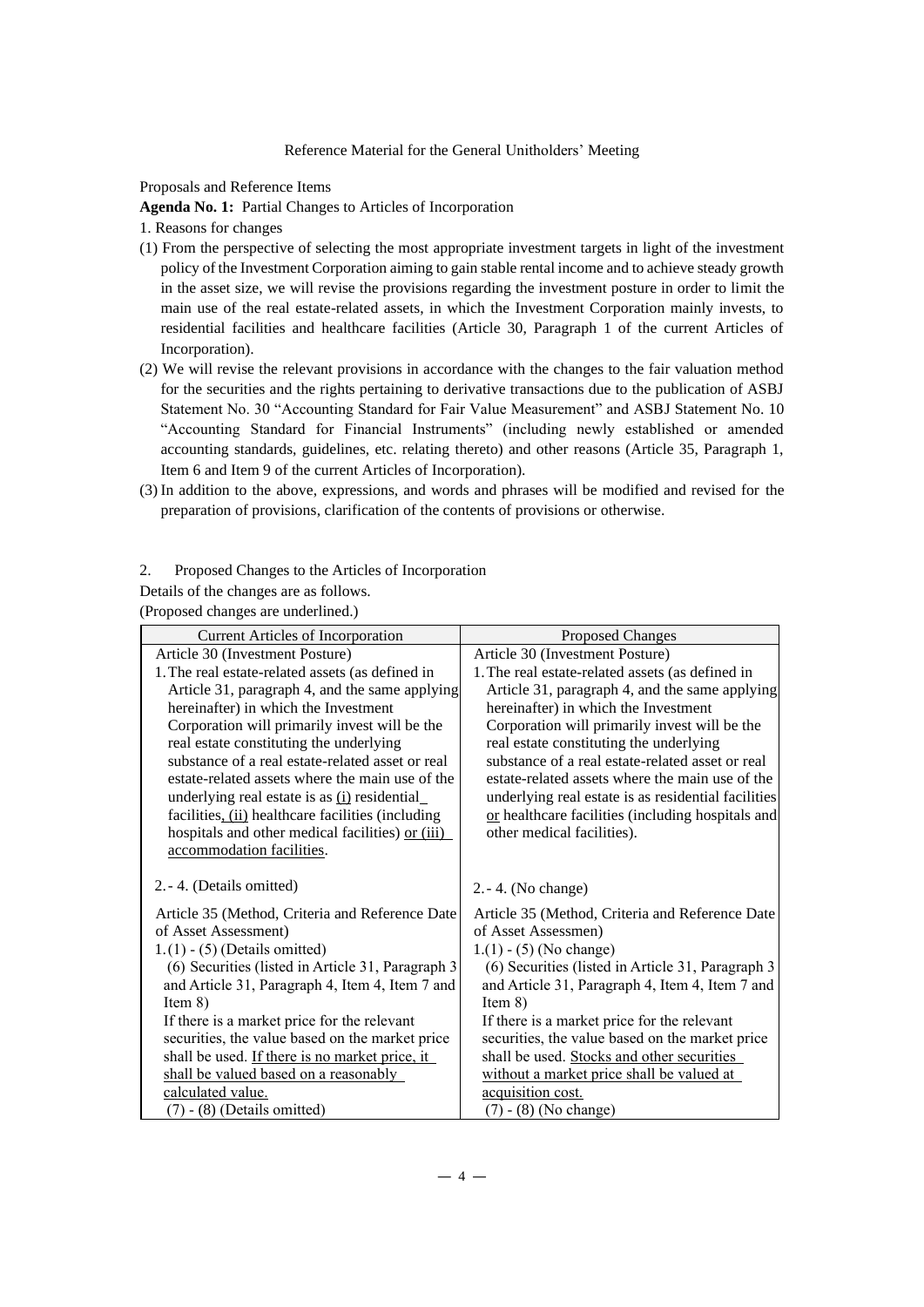Reference Material for the General Unitholders' Meeting

Proposals and Reference Items

**Agenda No. 1:** Partial Changes to Articles of Incorporation

1. Reasons for changes

(1) From the perspective of selecting the most appropriate investment targets in light of the investment policy of the Investment Corporation aiming to gain stable rental income and to achieve steady growth in the asset size, we will revise the provisions regarding the investment posture in order to limit the main use of the real estate-related assets, in which the Investment Corporation mainly invests, to residential facilities and healthcare facilities (Article 30, Paragraph 1 of the current Articles of Incorporation).

(2) We will revise the relevant provisions in accordance with the changes to the fair valuation method for the securities and the rights pertaining to derivative transactions due to the publication of ASBJ Statement No. 30 "Accounting Standard for Fair Value Measurement" and ASBJ Statement No. 10 "Accounting Standard for Financial Instruments" (including newly established or amended accounting standards, guidelines, etc. relating thereto) and other reasons (Article 35, Paragraph 1, Item 6 and Item 9 of the current Articles of Incorporation).

(3) In addition to the above, expressions, and words and phrases will be modified and revised for the preparation of provisions, clarification of the contents of provisions or otherwise.

2. Proposed Changes to the Articles of Incorporation

Details of the changes are as follows.

(Proposed changes are underlined.)

| Current Articles of Incorporation | Proposed Changes |
|---|---|
| Article 30 (Investment Posture)<br>1. The real estate-related assets (as defined in Article 31, paragraph 4, and the same applying hereinafter) in which the Investment Corporation will primarily invest will be the real estate constituting the underlying substance of a real estate-related asset or real estate-related assets where the main use of the underlying real estate is as <u>(i)</u> residential facilities<u>, (ii)</u> healthcare facilities (including hospitals and other medical facilities) <u>or (iii) accommodation facilities</u>. | Article 30 (Investment Posture)<br>1. The real estate-related assets (as defined in Article 31, paragraph 4, and the same applying hereinafter) in which the Investment Corporation will primarily invest will be the real estate constituting the underlying substance of a real estate-related asset or real estate-related assets where the main use of the underlying real estate is as residential facilities <u>or</u> healthcare facilities (including hospitals and other medical facilities). |
| 2. - 4. (Details omitted) | 2. - 4. (No change) |
| Article 35 (Method, Criteria and Reference Date of Asset Assessment)<br>1.(1) - (5) (Details omitted)<br>(6) Securities (listed in Article 31, Paragraph 3 and Article 31, Paragraph 4, Item 4, Item 7 and Item 8)<br>If there is a market price for the relevant securities, the value based on the market price shall be used. <u>If there is no market price, it shall be valued based on a reasonably calculated value.</u><br>(7) - (8) (Details omitted) | Article 35 (Method, Criteria and Reference Date of Asset Assessmen)<br>1.(1) - (5) (No change)<br>(6) Securities (listed in Article 31, Paragraph 3 and Article 31, Paragraph 4, Item 4, Item 7 and Item 8)<br>If there is a market price for the relevant securities, the value based on the market price shall be used. <u>Stocks and other securities without a market price shall be valued at acquisition cost.</u><br>(7) - (8) (No change) |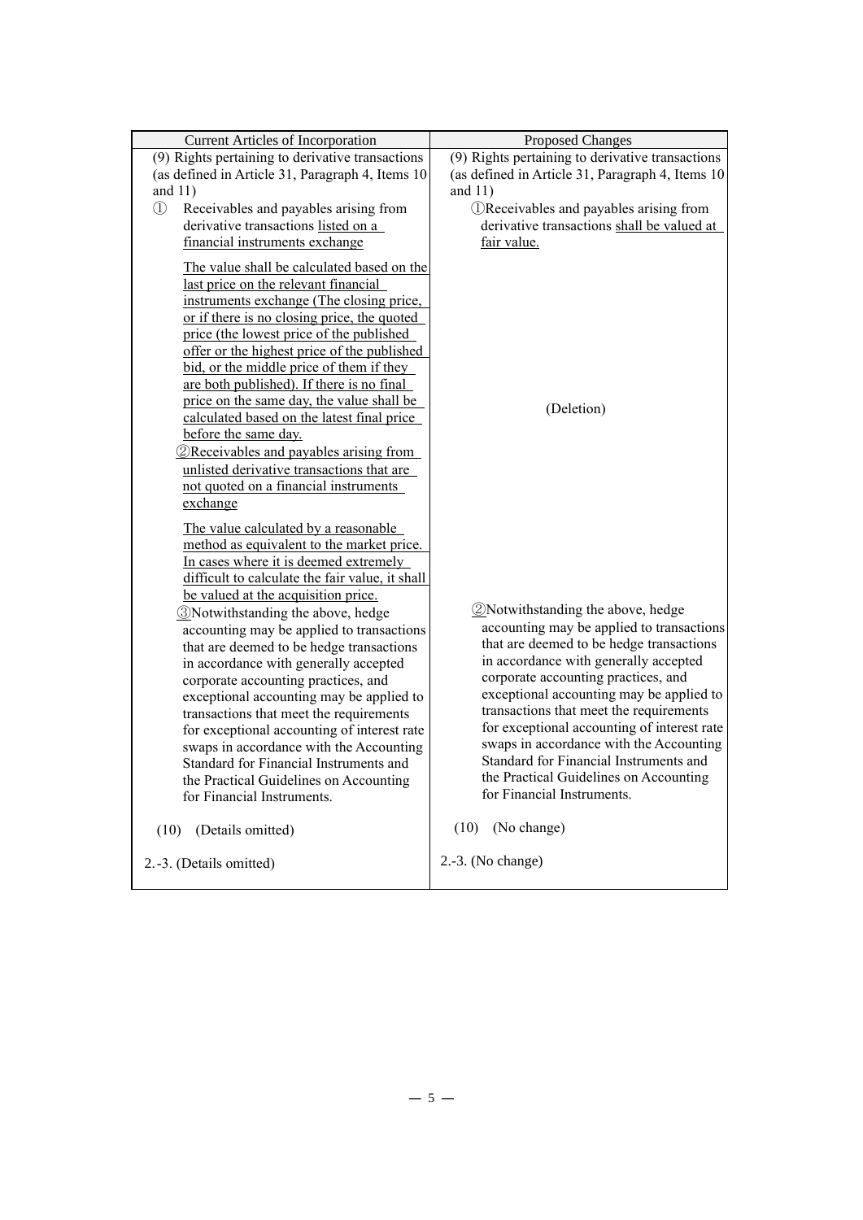| Current Articles of Incorporation | Proposed Changes |
| --- | --- |
| (9) Rights pertaining to derivative transactions (as defined in Article 31, Paragraph 4, Items 10 and 11)<br>① Receivables and payables arising from derivative transactions listed on a financial instruments exchange<br>The value shall be calculated based on the last price on the relevant financial instruments exchange (The closing price, or if there is no closing price, the quoted price (the lowest price of the published offer or the highest price of the published bid, or the middle price of them if they are both published). If there is no final price on the same day, the value shall be calculated based on the latest final price before the same day.<br>②Receivables and payables arising from unlisted derivative transactions that are not quoted on a financial instruments exchange<br>The value calculated by a reasonable method as equivalent to the market price. In cases where it is deemed extremely difficult to calculate the fair value, it shall be valued at the acquisition price. | (9) Rights pertaining to derivative transactions (as defined in Article 31, Paragraph 4, Items 10 and 11)<br>①Receivables and payables arising from derivative transactions shall be valued at fair value.<br>(Deletion) |
| ③Notwithstanding the above, hedge accounting may be applied to transactions that are deemed to be hedge transactions in accordance with generally accepted corporate accounting practices, and exceptional accounting may be applied to transactions that meet the requirements for exceptional accounting of interest rate swaps in accordance with the Accounting Standard for Financial Instruments and the Practical Guidelines on Accounting for Financial Instruments. | ②Notwithstanding the above, hedge accounting may be applied to transactions that are deemed to be hedge transactions in accordance with generally accepted corporate accounting practices, and exceptional accounting may be applied to transactions that meet the requirements for exceptional accounting of interest rate swaps in accordance with the Accounting Standard for Financial Instruments and the Practical Guidelines on Accounting for Financial Instruments. |
| (10) (Details omitted) | (10) (No change) |
| 2.-3. (Details omitted) | 2.-3. (No change) |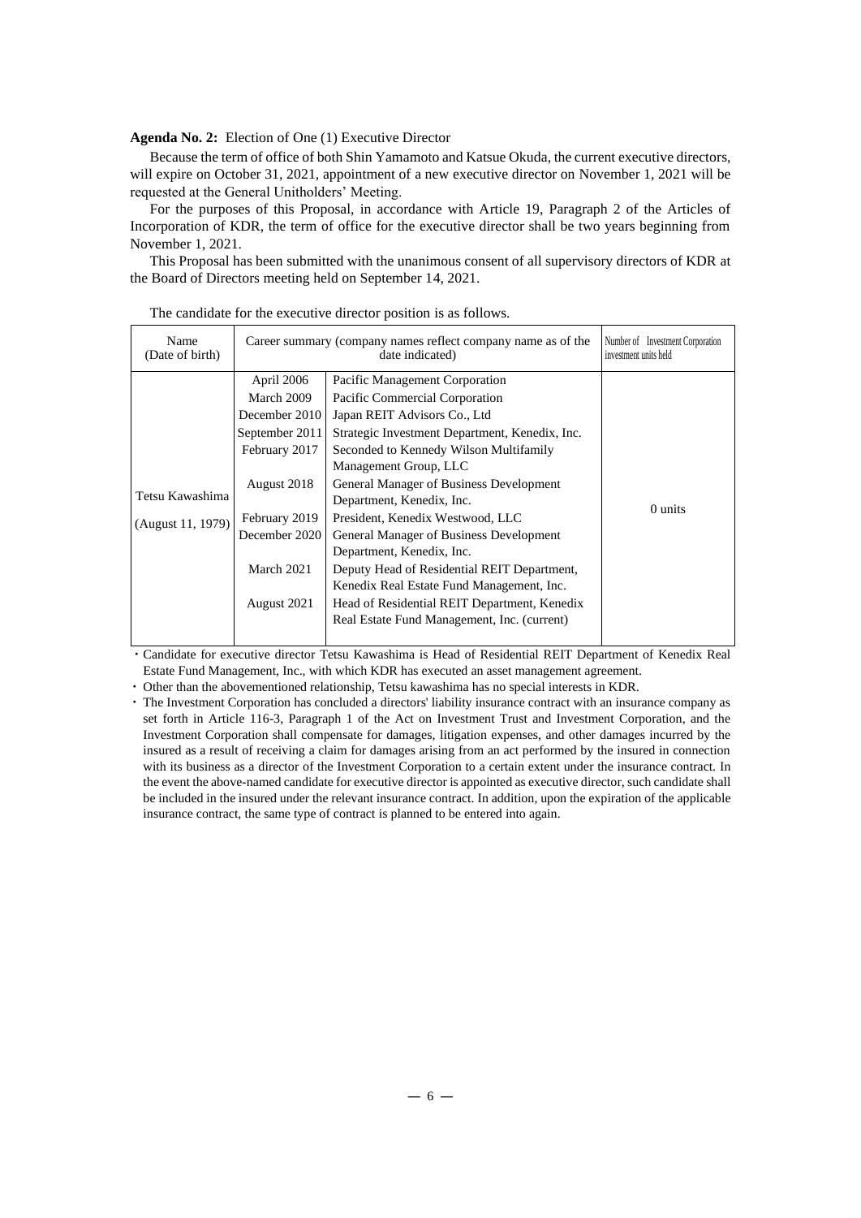**Agenda No. 2:** Election of One (1) Executive Director

Because the term of office of both Shin Yamamoto and Katsue Okuda, the current executive directors, will expire on October 31, 2021, appointment of a new executive director on November 1, 2021 will be requested at the General Unitholders' Meeting.

For the purposes of this Proposal, in accordance with Article 19, Paragraph 2 of the Articles of Incorporation of KDR, the term of office for the executive director shall be two years beginning from November 1, 2021.

This Proposal has been submitted with the unanimous consent of all supervisory directors of KDR at the Board of Directors meeting held on September 14, 2021.

The candidate for the executive director position is as follows.

| Name (Date of birth) | Career summary (company names reflect company name as of the date indicated) | | Number of Investment Corporation investment units held |
|---|---|---|---|
| Tetsu Kawashima (August 11, 1979) | April 2006 | Pacific Management Corporation | 0 units |
| | March 2009 | Pacific Commercial Corporation | |
| | December 2010 | Japan REIT Advisors Co., Ltd | |
| | September 2011 | Strategic Investment Department, Kenedix, Inc. | |
| | February 2017 | Seconded to Kennedy Wilson Multifamily Management Group, LLC | |
| | August 2018 | General Manager of Business Development Department, Kenedix, Inc. | |
| | February 2019 | President, Kenedix Westwood, LLC | |
| | December 2020 | General Manager of Business Development Department, Kenedix, Inc. | |
| | March 2021 | Deputy Head of Residential REIT Department, Kenedix Real Estate Fund Management, Inc. | |
| | August 2021 | Head of Residential REIT Department, Kenedix Real Estate Fund Management, Inc. (current) | |

・Candidate for executive director Tetsu Kawashima is Head of Residential REIT Department of Kenedix Real Estate Fund Management, Inc., with which KDR has executed an asset management agreement.

・Other than the abovementioned relationship, Tetsu kawashima has no special interests in KDR.

・The Investment Corporation has concluded a directors' liability insurance contract with an insurance company as set forth in Article 116-3, Paragraph 1 of the Act on Investment Trust and Investment Corporation, and the Investment Corporation shall compensate for damages, litigation expenses, and other damages incurred by the insured as a result of receiving a claim for damages arising from an act performed by the insured in connection with its business as a director of the Investment Corporation to a certain extent under the insurance contract. In the event the above-named candidate for executive director is appointed as executive director, such candidate shall be included in the insured under the relevant insurance contract. In addition, upon the expiration of the applicable insurance contract, the same type of contract is planned to be entered into again.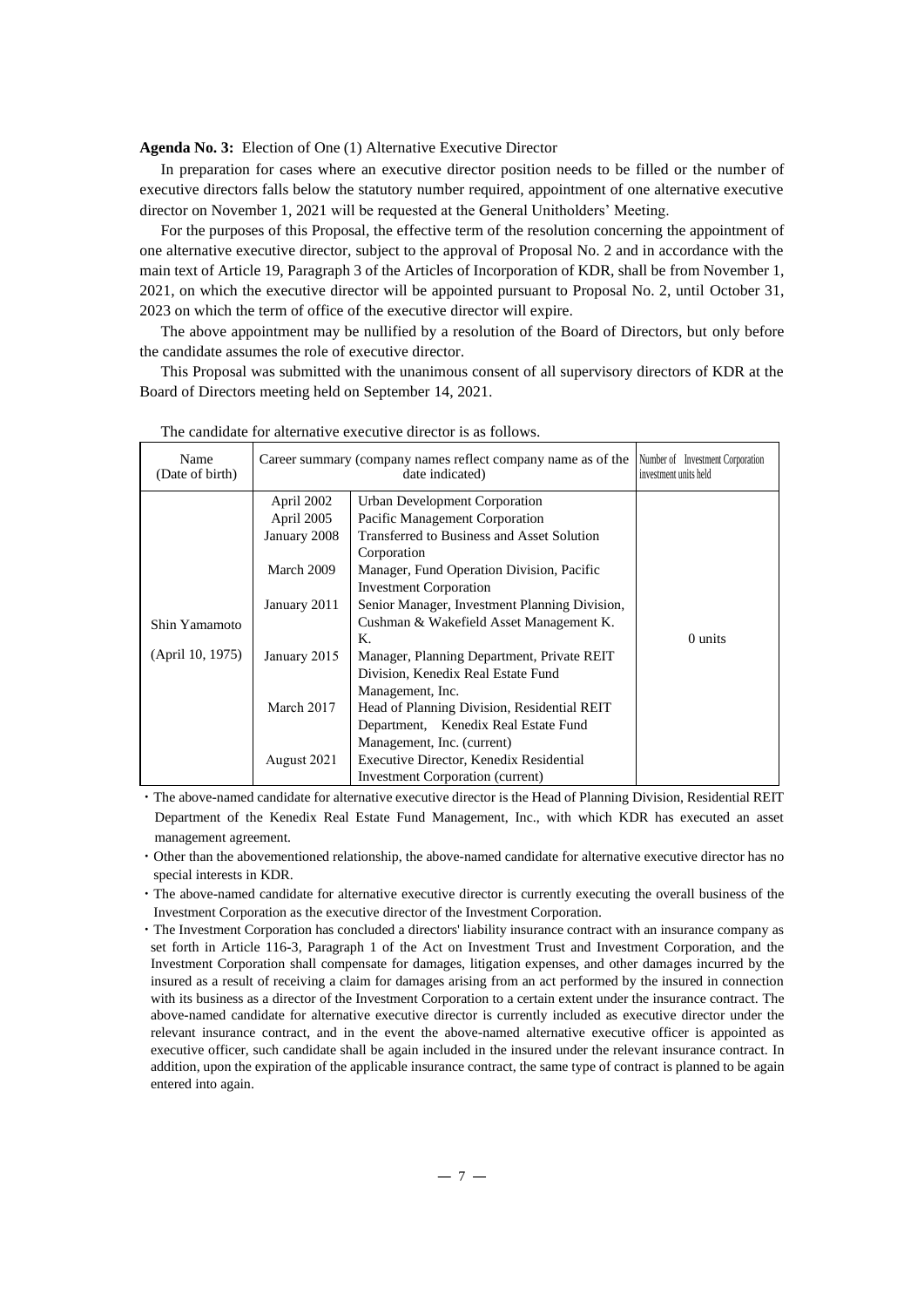**Agenda No. 3:** Election of One (1) Alternative Executive Director

In preparation for cases where an executive director position needs to be filled or the number of executive directors falls below the statutory number required, appointment of one alternative executive director on November 1, 2021 will be requested at the General Unitholders' Meeting.

For the purposes of this Proposal, the effective term of the resolution concerning the appointment of one alternative executive director, subject to the approval of Proposal No. 2 and in accordance with the main text of Article 19, Paragraph 3 of the Articles of Incorporation of KDR, shall be from November 1, 2021, on which the executive director will be appointed pursuant to Proposal No. 2, until October 31, 2023 on which the term of office of the executive director will expire.

The above appointment may be nullified by a resolution of the Board of Directors, but only before the candidate assumes the role of executive director.

This Proposal was submitted with the unanimous consent of all supervisory directors of KDR at the Board of Directors meeting held on September 14, 2021.

The candidate for alternative executive director is as follows.

| Name (Date of birth) | Career summary (company names reflect company name as of the date indicated) | | Number of Investment Corporation investment units held |
|---|---|---|---|
| Shin Yamamoto (April 10, 1975) | April 2002 | Urban Development Corporation | 0 units |
| | April 2005 | Pacific Management Corporation | |
| | January 2008 | Transferred to Business and Asset Solution Corporation | |
| | March 2009 | Manager, Fund Operation Division, Pacific Investment Corporation | |
| | January 2011 | Senior Manager, Investment Planning Division, Cushman & Wakefield Asset Management K. K. | |
| | January 2015 | Manager, Planning Department, Private REIT Division, Kenedix Real Estate Fund Management, Inc. | |
| | March 2017 | Head of Planning Division, Residential REIT Department, Kenedix Real Estate Fund Management, Inc. (current) | |
| | August 2021 | Executive Director, Kenedix Residential Investment Corporation (current) | |

- The above-named candidate for alternative executive director is the Head of Planning Division, Residential REIT Department of the Kenedix Real Estate Fund Management, Inc., with which KDR has executed an asset management agreement.
- Other than the abovementioned relationship, the above-named candidate for alternative executive director has no special interests in KDR.
- The above-named candidate for alternative executive director is currently executing the overall business of the Investment Corporation as the executive director of the Investment Corporation.
- The Investment Corporation has concluded a directors' liability insurance contract with an insurance company as set forth in Article 116-3, Paragraph 1 of the Act on Investment Trust and Investment Corporation, and the Investment Corporation shall compensate for damages, litigation expenses, and other damages incurred by the insured as a result of receiving a claim for damages arising from an act performed by the insured in connection with its business as a director of the Investment Corporation to a certain extent under the insurance contract. The above-named candidate for alternative executive director is currently included as executive director under the relevant insurance contract, and in the event the above-named alternative executive officer is appointed as executive officer, such candidate shall be again included in the insured under the relevant insurance contract. In addition, upon the expiration of the applicable insurance contract, the same type of contract is planned to be again entered into again.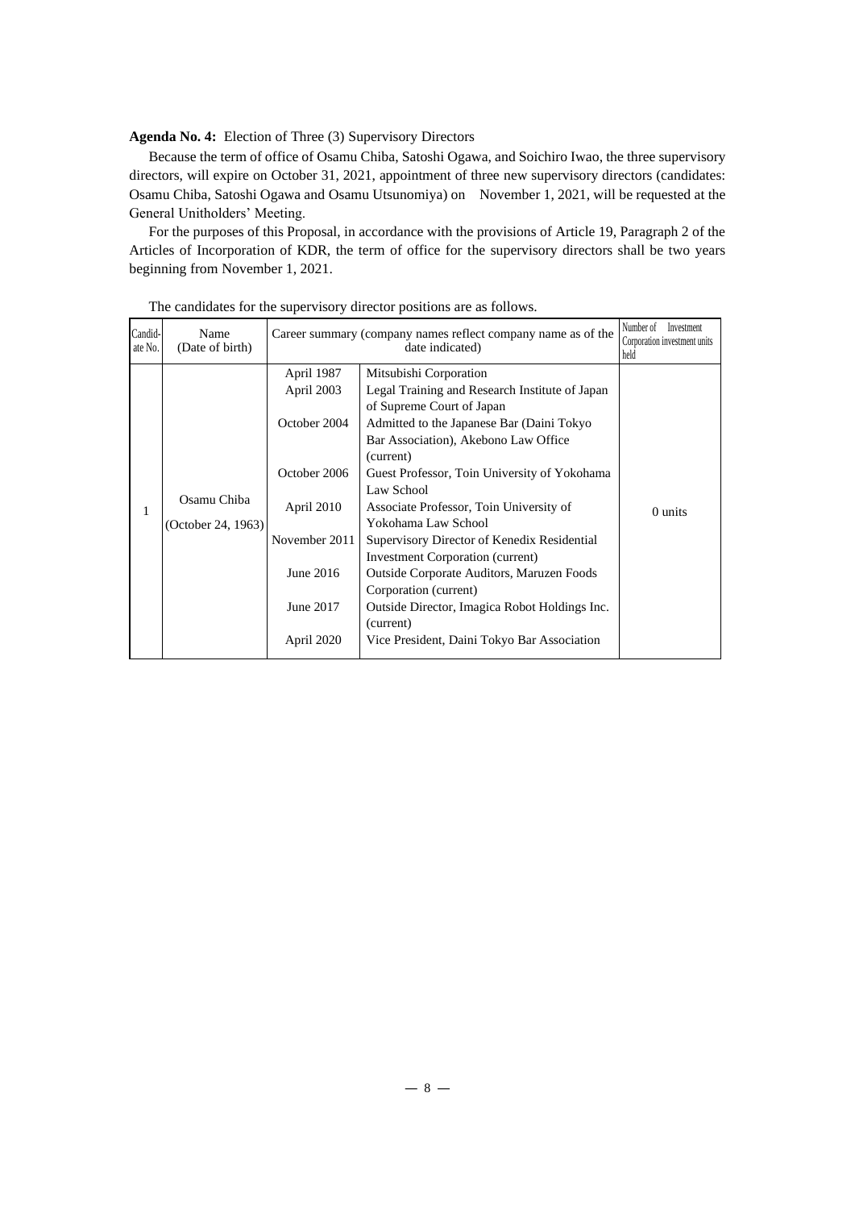**Agenda No. 4:** Election of Three (3) Supervisory Directors

Because the term of office of Osamu Chiba, Satoshi Ogawa, and Soichiro Iwao, the three supervisory directors, will expire on October 31, 2021, appointment of three new supervisory directors (candidates: Osamu Chiba, Satoshi Ogawa and Osamu Utsunomiya) on November 1, 2021, will be requested at the General Unitholders' Meeting.

For the purposes of this Proposal, in accordance with the provisions of Article 19, Paragraph 2 of the Articles of Incorporation of KDR, the term of office for the supervisory directors shall be two years beginning from November 1, 2021.

The candidates for the supervisory director positions are as follows.

| Candidate No. | Name (Date of birth) | Career summary (company names reflect company name as of the date indicated) | | Number of Investment Corporation investment units held |
|---|---|---|---|---|
| 1 | Osamu Chiba (October 24, 1963) | April 1987 | Mitsubishi Corporation | 0 units |
| | | April 2003 | Legal Training and Research Institute of Japan of Supreme Court of Japan | |
| | | October 2004 | Admitted to the Japanese Bar (Daini Tokyo Bar Association), Akebono Law Office (current) | |
| | | October 2006 | Guest Professor, Toin University of Yokohama Law School | |
| | | April 2010 | Associate Professor, Toin University of Yokohama Law School | |
| | | November 2011 | Supervisory Director of Kenedix Residential Investment Corporation (current) | |
| | | June 2016 | Outside Corporate Auditors, Maruzen Foods Corporation (current) | |
| | | June 2017 | Outside Director, Imagica Robot Holdings Inc. (current) | |
| | | April 2020 | Vice President, Daini Tokyo Bar Association | |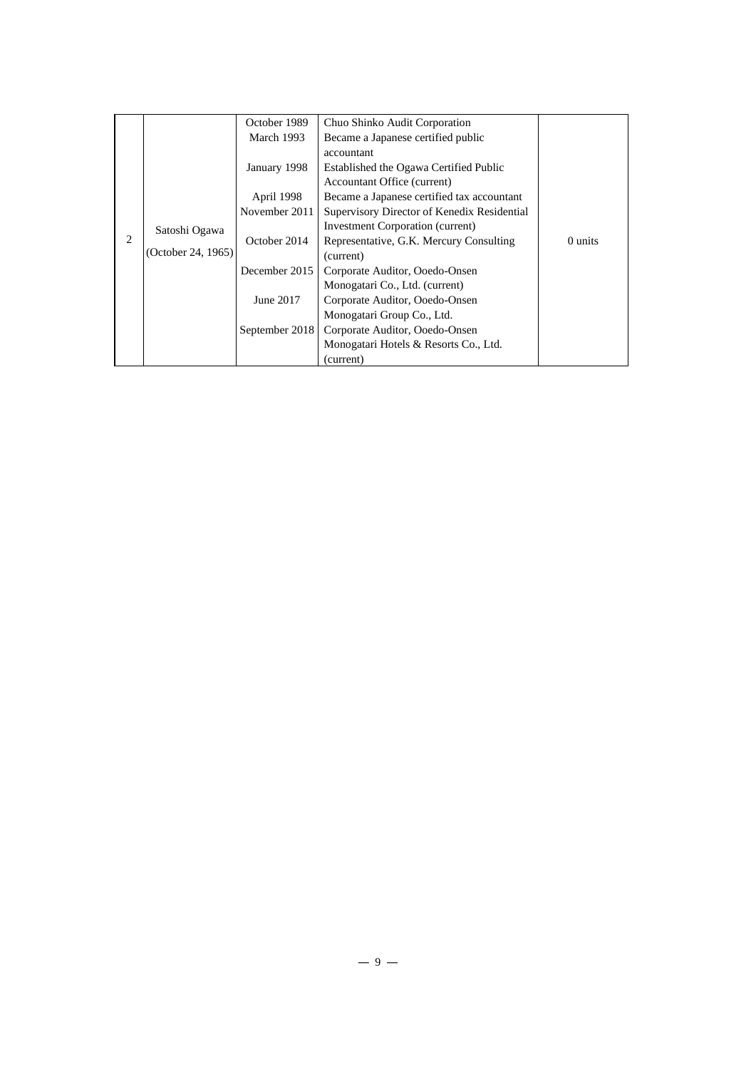| | | | | |
|---|---|---|---|---|
| 2 | Satoshi Ogawa<br>(October 24, 1965) | October 1989<br>March 1993<br><br>January 1998<br><br>April 1998<br>November 2011<br><br>October 2014<br><br>December 2015<br><br>June 2017<br><br>September 2018 | Chuo Shinko Audit Corporation<br>Became a Japanese certified public accountant<br>Established the Ogawa Certified Public Accountant Office (current)<br>Became a Japanese certified tax accountant<br>Supervisory Director of Kenedix Residential Investment Corporation (current)<br>Representative, G.K. Mercury Consulting (current)<br>Corporate Auditor, Ooedo-Onsen Monogatari Co., Ltd. (current)<br>Corporate Auditor, Ooedo-Onsen Monogatari Group Co., Ltd.<br>Corporate Auditor, Ooedo-Onsen Monogatari Hotels & Resorts Co., Ltd. (current) | 0 units |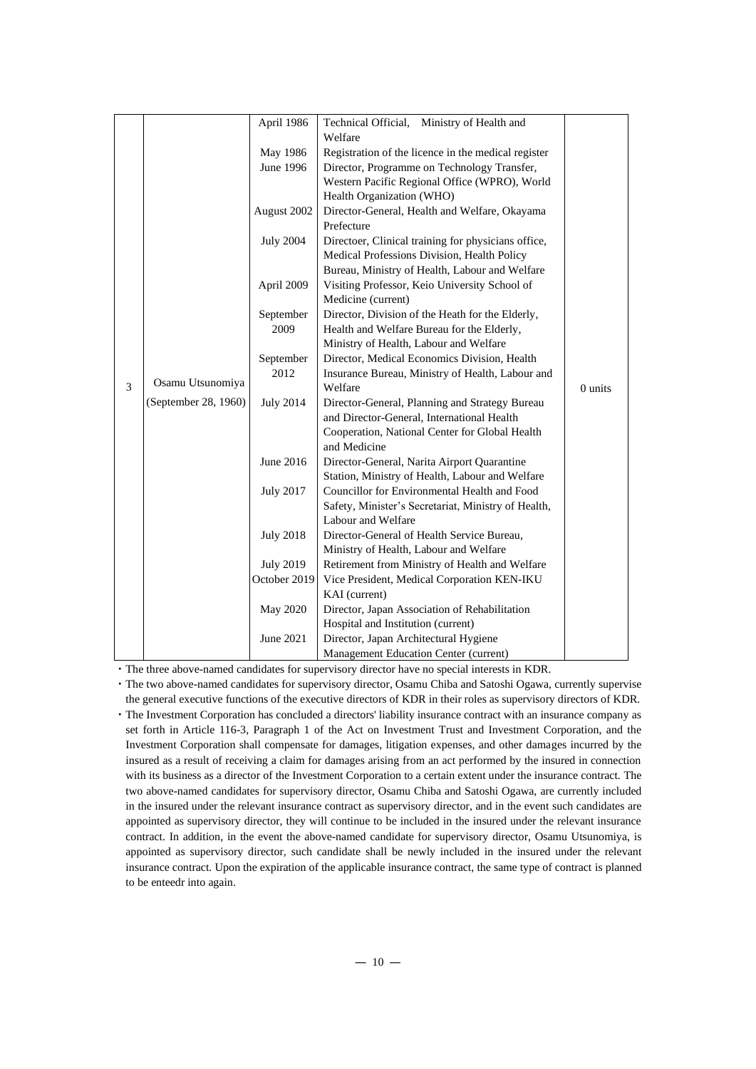| 3 | Osamu Utsunomiya (September 28, 1960) | April 1986 | Technical Official, Ministry of Health and Welfare | 0 units |
|---|---|---|---|---|
| | | May 1986 | Registration of the licence in the medical register | |
| | | June 1996 | Director, Programme on Technology Transfer, Western Pacific Regional Office (WPRO), World Health Organization (WHO) | |
| | | August 2002 | Director-General, Health and Welfare, Okayama Prefecture | |
| | | July 2004 | Directoer, Clinical training for physicians office, Medical Professions Division, Health Policy Bureau, Ministry of Health, Labour and Welfare | |
| | | April 2009 | Visiting Professor, Keio University School of Medicine (current) | |
| | | September 2009 | Director, Division of the Heath for the Elderly, Health and Welfare Bureau for the Elderly, Ministry of Health, Labour and Welfare | |
| | | September 2012 | Director, Medical Economics Division, Health Insurance Bureau, Ministry of Health, Labour and Welfare | |
| | | July 2014 | Director-General, Planning and Strategy Bureau and Director-General, International Health Cooperation, National Center for Global Health and Medicine | |
| | | June 2016 | Director-General, Narita Airport Quarantine Station, Ministry of Health, Labour and Welfare | |
| | | July 2017 | Councillor for Environmental Health and Food Safety, Minister's Secretariat, Ministry of Health, Labour and Welfare | |
| | | July 2018 | Director-General of Health Service Bureau, Ministry of Health, Labour and Welfare | |
| | | July 2019 | Retirement from Ministry of Health and Welfare | |
| | | October 2019 | Vice President, Medical Corporation KEN-IKU KAI (current) | |
| | | May 2020 | Director, Japan Association of Rehabilitation Hospital and Institution (current) | |
| | | June 2021 | Director, Japan Architectural Hygiene Management Education Center (current) | |

- The three above-named candidates for supervisory director have no special interests in KDR.
- The two above-named candidates for supervisory director, Osamu Chiba and Satoshi Ogawa, currently supervise the general executive functions of the executive directors of KDR in their roles as supervisory directors of KDR.
- The Investment Corporation has concluded a directors' liability insurance contract with an insurance company as set forth in Article 116-3, Paragraph 1 of the Act on Investment Trust and Investment Corporation, and the Investment Corporation shall compensate for damages, litigation expenses, and other damages incurred by the insured as a result of receiving a claim for damages arising from an act performed by the insured in connection with its business as a director of the Investment Corporation to a certain extent under the insurance contract. The two above-named candidates for supervisory director, Osamu Chiba and Satoshi Ogawa, are currently included in the insured under the relevant insurance contract as supervisory director, and in the event such candidates are appointed as supervisory director, they will continue to be included in the insured under the relevant insurance contract. In addition, in the event the above-named candidate for supervisory director, Osamu Utsunomiya, is appointed as supervisory director, such candidate shall be newly included in the insured under the relevant insurance contract. Upon the expiration of the applicable insurance contract, the same type of contract is planned to be enteedr into again.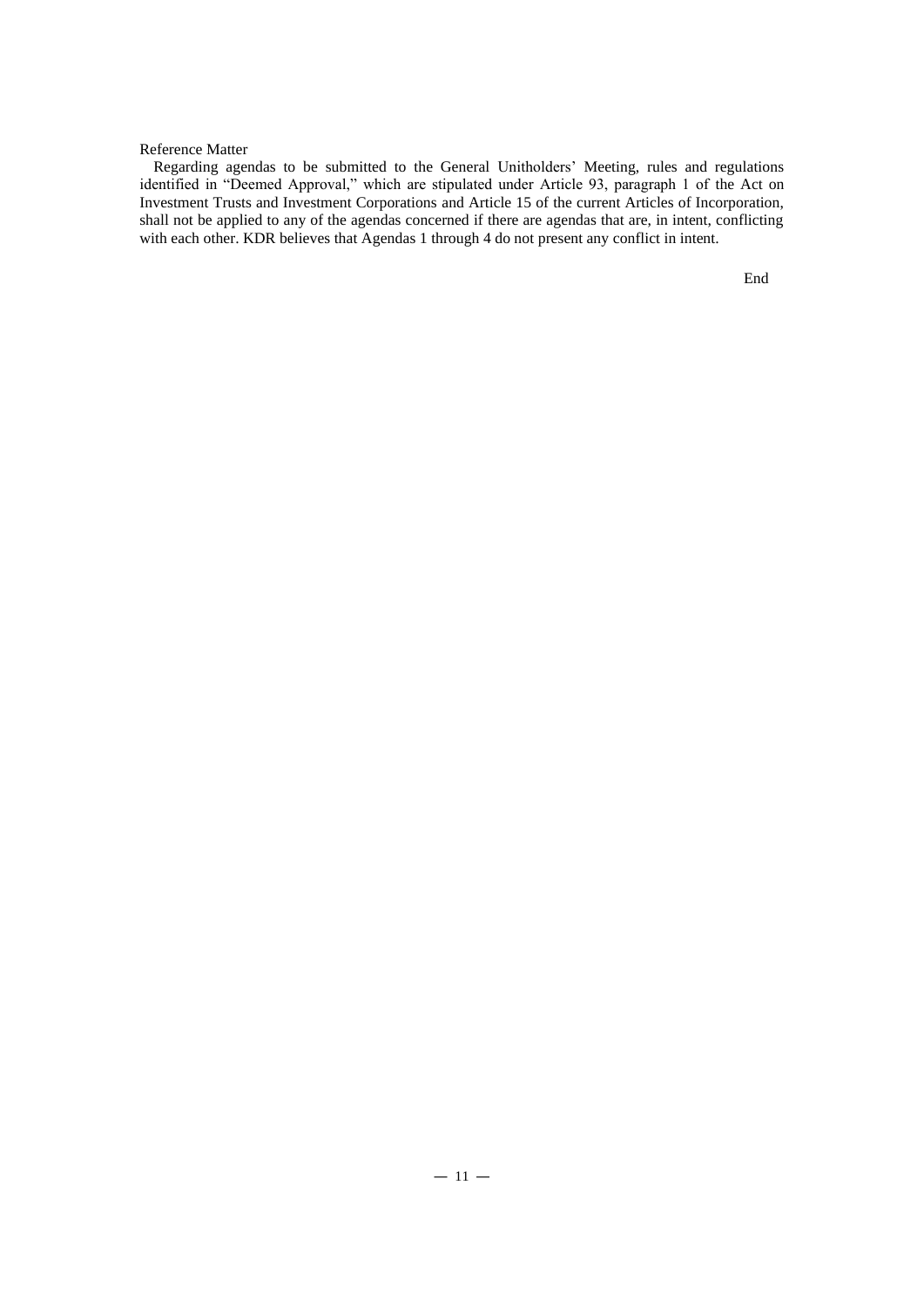Reference Matter

Regarding agendas to be submitted to the General Unitholders' Meeting, rules and regulations identified in "Deemed Approval," which are stipulated under Article 93, paragraph 1 of the Act on Investment Trusts and Investment Corporations and Article 15 of the current Articles of Incorporation, shall not be applied to any of the agendas concerned if there are agendas that are, in intent, conflicting with each other. KDR believes that Agendas 1 through 4 do not present any conflict in intent.

End